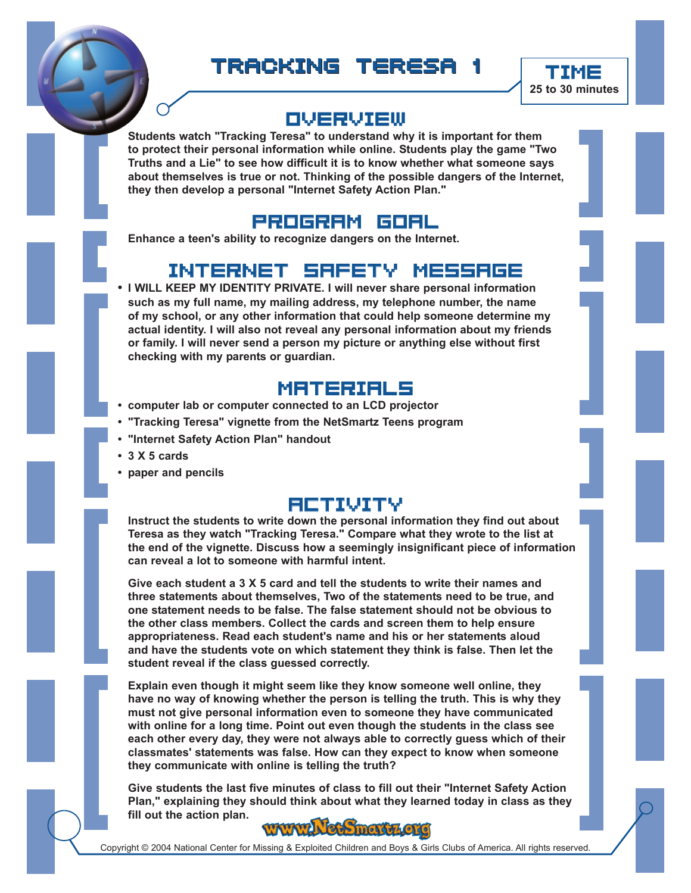# TRACKING TERESA 1

**TIME**
**25 to 30 minutes**

## OVERVIEW

**Students watch "Tracking Teresa" to understand why it is important for them to protect their personal information while online. Students play the game "Two Truths and a Lie" to see how difficult it is to know whether what someone says about themselves is true or not. Thinking of the possible dangers of the Internet, they then develop a personal "Internet Safety Action Plan."**

## PROGRAM GOAL

**Enhance a teen's ability to recognize dangers on the Internet.**

## INTERNET SAFETY MESSAGE

- **I WILL KEEP MY IDENTITY PRIVATE. I will never share personal information such as my full name, my mailing address, my telephone number, the name of my school, or any other information that could help someone determine my actual identity. I will also not reveal any personal information about my friends or family. I will never send a person my picture or anything else without first checking with my parents or guardian.**

## MATERIALS

- **computer lab or computer connected to an LCD projector**
- **"Tracking Teresa" vignette from the NetSmartz Teens program**
- **"Internet Safety Action Plan" handout**
- **3 X 5 cards**
- **paper and pencils**

## ACTIVITY

**Instruct the students to write down the personal information they find out about Teresa as they watch "Tracking Teresa." Compare what they wrote to the list at the end of the vignette. Discuss how a seemingly insignificant piece of information can reveal a lot to someone with harmful intent.**

**Give each student a 3 X 5 card and tell the students to write their names and three statements about themselves, Two of the statements need to be true, and one statement needs to be false. The false statement should not be obvious to the other class members. Collect the cards and screen them to help ensure appropriateness. Read each student's name and his or her statements aloud and have the students vote on which statement they think is false. Then let the student reveal if the class guessed correctly.**

**Explain even though it might seem like they know someone well online, they have no way of knowing whether the person is telling the truth. This is why they must not give personal information even to someone they have communicated with online for a long time. Point out even though the students in the class see each other every day, they were not always able to correctly guess which of their classmates' statements was false. How can they expect to know when someone they communicate with online is telling the truth?**

**Give students the last five minutes of class to fill out their "Internet Safety Action Plan," explaining they should think about what they learned today in class as they fill out the action plan.**

www.NetSmartz.org

Copyright © 2004 National Center for Missing & Exploited Children and Boys & Girls Clubs of America. All rights reserved.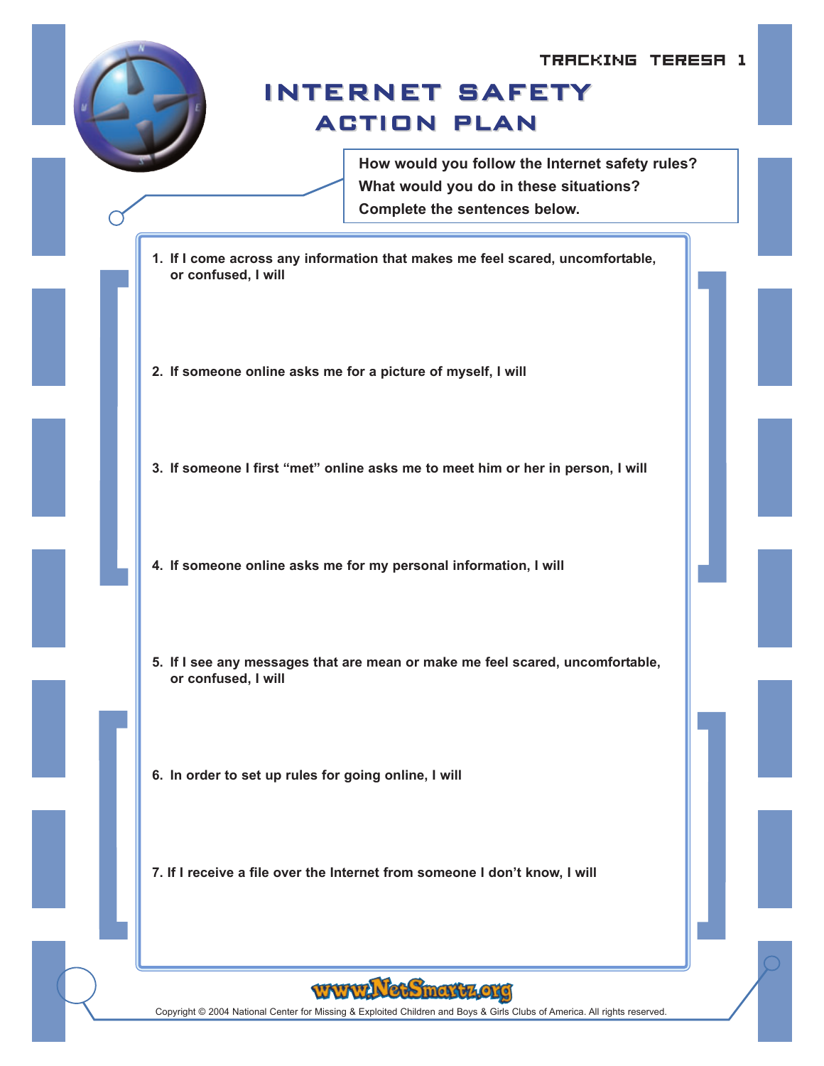TRACKING TERESA 1

# INTERNET SAFETY ACTION PLAN

**How would you follow the Internet safety rules?**
**What would you do in these situations?**
**Complete the sentences below.**

1. **If I come across any information that makes me feel scared, uncomfortable, or confused, I will**

2. **If someone online asks me for a picture of myself, I will**

3. **If someone I first "met" online asks me to meet him or her in person, I will**

4. **If someone online asks me for my personal information, I will**

5. **If I see any messages that are mean or make me feel scared, uncomfortable, or confused, I will**

6. **In order to set up rules for going online, I will**

7. **If I receive a file over the Internet from someone I don't know, I will**

www.NetSmartz.org

Copyright © 2004 National Center for Missing & Exploited Children and Boys & Girls Clubs of America. All rights reserved.